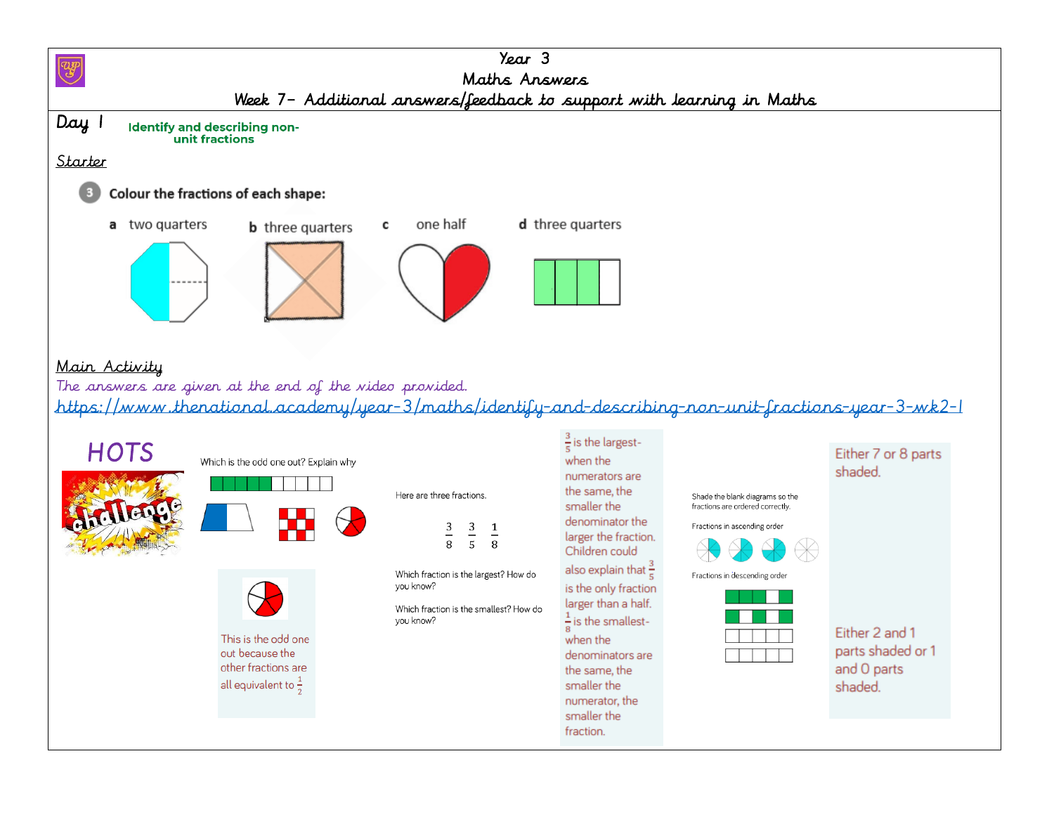# Year 3

## Maths Answers

### Week 7– Additional answers/feedback to support with learning in Maths

## Day 1

**Identify and describing non-unit fractions**

### Starter

**3** **Colour the fractions of each shape:**

**a** two quarters **b** three quarters **c** one half **d** three quarters

### Main Activity

*The answers are given at the end of the video provided.*

https://www.thenational.academy/year-3/maths/identify-and-describing-non-unit-fractions-year-3-wk2-1

## HOTS

challenge

Which is the odd one out? Explain why

This is the odd one out because the other fractions are all equivalent to $\frac{1}{2}$

Here are three fractions.

$\frac{3}{8}$ $\frac{3}{5}$ $\frac{1}{8}$

Which fraction is the largest? How do you know?

Which fraction is the smallest? How do you know?

$\frac{3}{5}$ is the largest- when the numerators are the same, the smaller the denominator the larger the fraction. Children could also explain that $\frac{3}{5}$ is the only fraction larger than a half. $\frac{1}{8}$ is the smallest- when the denominators are the same, the smaller the numerator, the smaller the fraction.

Shade the blank diagrams so the fractions are ordered correctly.

Fractions in ascending order

Fractions in descending order

Either 7 or 8 parts shaded.

Either 2 and 1 parts shaded or 1 and 0 parts shaded.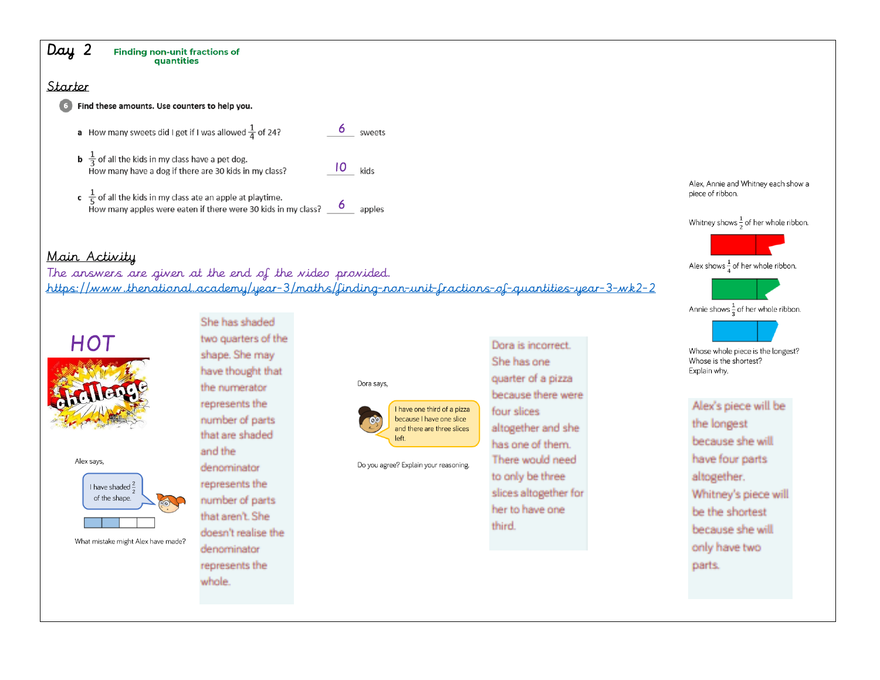# Day 2

**Finding non-unit fractions of quantities**

## Starter

**6 Find these amounts. Use counters to help you.**

a How many sweets did I get if I was allowed $\frac{1}{4}$ of 24? 6 sweets

b $\frac{1}{3}$ of all the kids in my class have a pet dog.
How many have a dog if there are 30 kids in my class? 10 kids

c $\frac{1}{5}$ of all the kids in my class ate an apple at playtime.
How many apples were eaten if there were 30 kids in my class? 6 apples

## Main Activity

*The answers are given at the end of the video provided.*

https://www.thenational.academy/year-3/maths/finding-non-unit-fractions-of-quantities-year-3-wk2-2

HOT challenge

Alex says,

I have shaded $\frac{2}{2}$ of the shape.

What mistake might Alex have made?

She has shaded two quarters of the shape. She may have thought that the numerator represents the number of parts that are shaded and the denominator represents the number of parts that aren't. She doesn't realise the denominator represents the whole.

Dora says,

I have one third of a pizza because I have one slice and there are three slices left.

Do you agree? Explain your reasoning.

Dora is incorrect. She has one quarter of a pizza because there were four slices altogether and she has one of them. There would need to only be three slices altogether for her to have one third.

Alex, Annie and Whitney each show a piece of ribbon.

Whitney shows $\frac{1}{2}$ of her whole ribbon.

Alex shows $\frac{1}{4}$ of her whole ribbon.

Annie shows $\frac{1}{3}$ of her whole ribbon.

Whose whole piece is the longest?
Whose is the shortest?
Explain why.

Alex's piece will be the longest because she will have four parts altogether. Whitney's piece will be the shortest because she will only have two parts.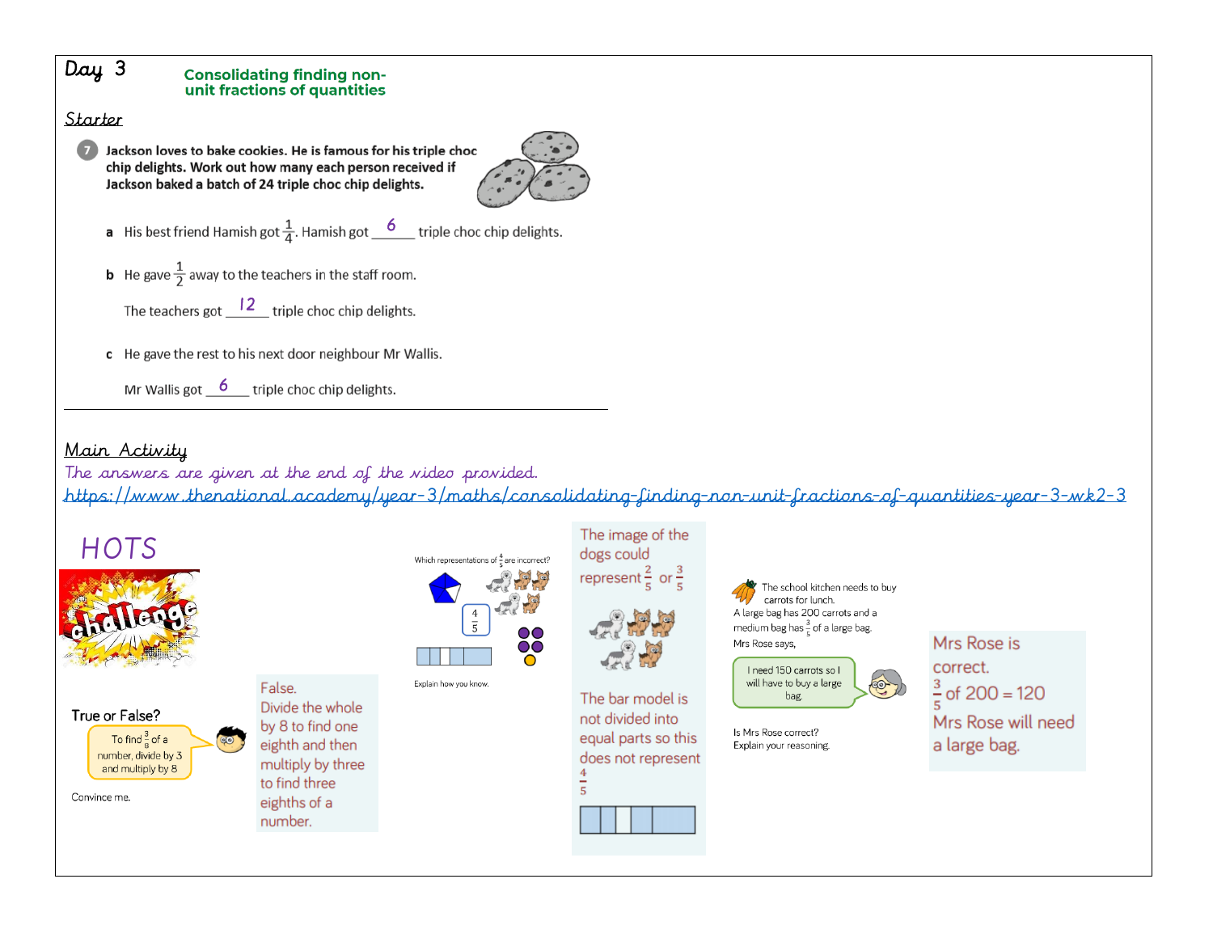# Day 3

**Consolidating finding non-unit fractions of quantities**

## Starter

**7 Jackson loves to bake cookies. He is famous for his triple choc chip delights. Work out how many each person received if Jackson baked a batch of 24 triple choc chip delights.**

a His best friend Hamish got $\frac{1}{4}$. Hamish got ___6___ triple choc chip delights.

b He gave $\frac{1}{2}$ away to the teachers in the staff room.

The teachers got ___12___ triple choc chip delights.

c He gave the rest to his next door neighbour Mr Wallis.

Mr Wallis got ___6___ triple choc chip delights.

---

## Main Activity

*The answers are given at the end of the video provided.*

https://www.thenational.academy/year-3/maths/consolidating-finding-non-unit-fractions-of-quantities-year-3-wk2-3

## HOTS

challenge

True or False?

To find $\frac{3}{8}$ of a number, divide by 3 and multiply by 8

Convince me.

False. Divide the whole by 8 to find one eighth and then multiply by three to find three eighths of a number.

Which representations of $\frac{4}{5}$ are incorrect?

$\frac{4}{5}$

Explain how you know.

The image of the dogs could represent $\frac{2}{5}$ or $\frac{3}{5}$

The bar model is not divided into equal parts so this does not represent $\frac{4}{5}$

The school kitchen needs to buy carrots for lunch.

A large bag has 200 carrots and a medium bag has $\frac{3}{5}$ of a large bag.

Mrs Rose says,

I need 150 carrots so I will have to buy a large bag.

Is Mrs Rose correct?

Explain your reasoning.

Mrs Rose is correct.

$\frac{3}{5}$ of 200 = 120

Mrs Rose will need a large bag.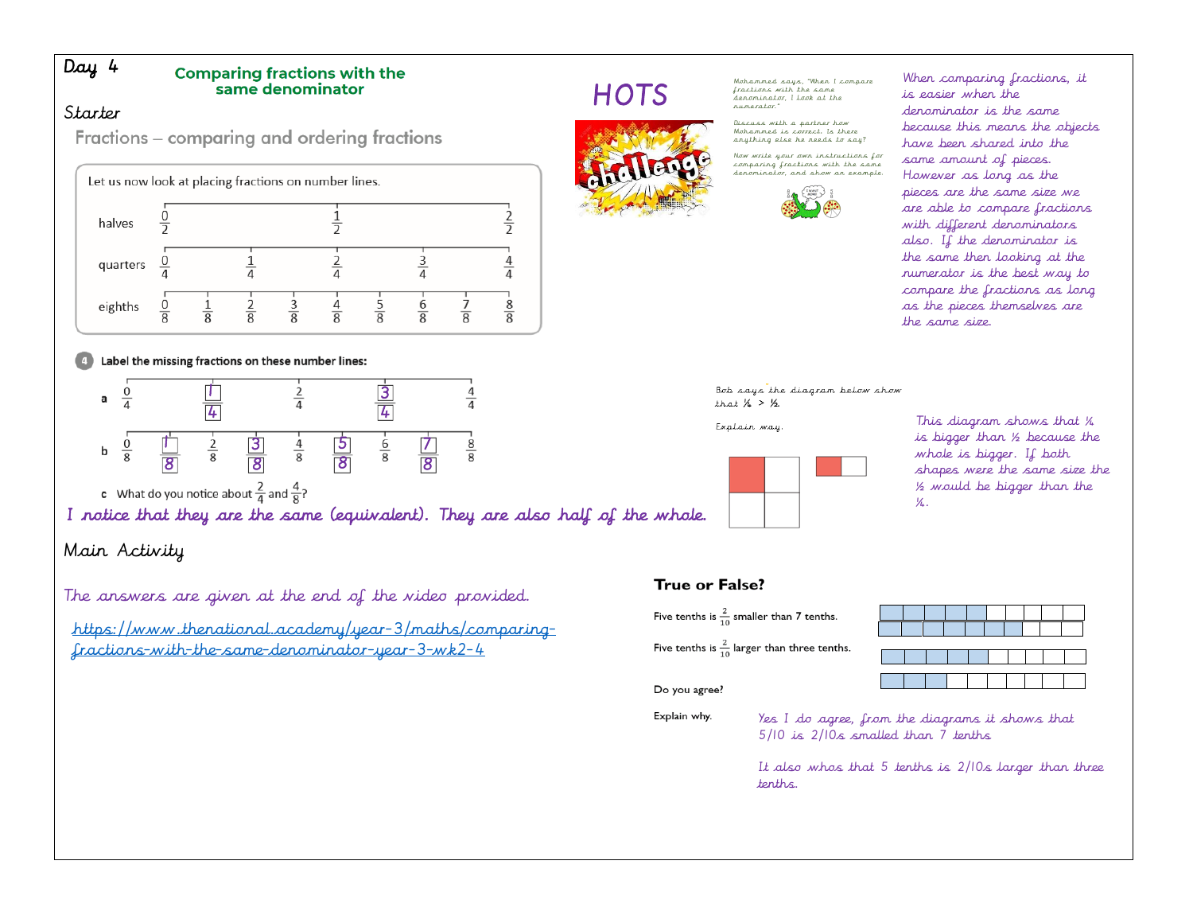Day 4

## Comparing fractions with the same denominator

### Starter

Fractions – comparing and ordering fractions

Let us now look at placing fractions on number lines.

halves: $\frac{0}{2}$, $\frac{1}{2}$, $\frac{2}{2}$

quarters: $\frac{0}{4}$, $\frac{1}{4}$, $\frac{2}{4}$, $\frac{3}{4}$, $\frac{4}{4}$

eighths: $\frac{0}{8}$, $\frac{1}{8}$, $\frac{2}{8}$, $\frac{3}{8}$, $\frac{4}{8}$, $\frac{5}{8}$, $\frac{6}{8}$, $\frac{7}{8}$, $\frac{8}{8}$

4. Label the missing fractions on these number lines:

a. $\frac{0}{4}$, $\frac{1}{4}$, $\frac{2}{4}$, $\frac{3}{4}$, $\frac{4}{4}$

b. $\frac{0}{8}$, $\frac{1}{8}$, $\frac{2}{8}$, $\frac{3}{8}$, $\frac{4}{8}$, $\frac{5}{8}$, $\frac{6}{8}$, $\frac{7}{8}$, $\frac{8}{8}$

c. What do you notice about $\frac{2}{4}$ and $\frac{4}{8}$?

I notice that they are the same (equivalent). They are also half of the whole.

### Main Activity

The answers are given at the end of the video provided.

https://www.thenational.academy/year-3/maths/comparing-fractions-with-the-same-denominator-year-3-wk2-4

## HOTS

challenge

Mohammed says, "When I compare fractions with the same denominator, I look at the numerator."

Discuss with a partner how Mohammed is correct. Is there anything else he needs to say?

Now write your own instructions for comparing fractions with the same denominator, and show an example.

When comparing fractions, it is easier when the denominator is the same because this means the objects have been shared into the same amount of pieces. However as long as the pieces are the same size we are able to compare fractions with different denominators also. If the denominator is the same then looking at the numerator is the best way to compare the fractions as long as the pieces themselves are the same size.

Bob says the diagram below show that ¼ > ½.

Explain way.

This diagram shows that ¼ is bigger than ½ because the whole is bigger. If both shapes were the same size the ½ would be bigger than the ¼.

**True or False?**

Five tenths is $\frac{2}{10}$ smaller than 7 tenths.

Five tenths is $\frac{2}{10}$ larger than three tenths.

Do you agree?

Explain why.

Yes I do agree, from the diagrams it shows that 5/10 is 2/10s smalled than 7 tenths

It also whos that 5 tenths is 2/10s larger than three tenths.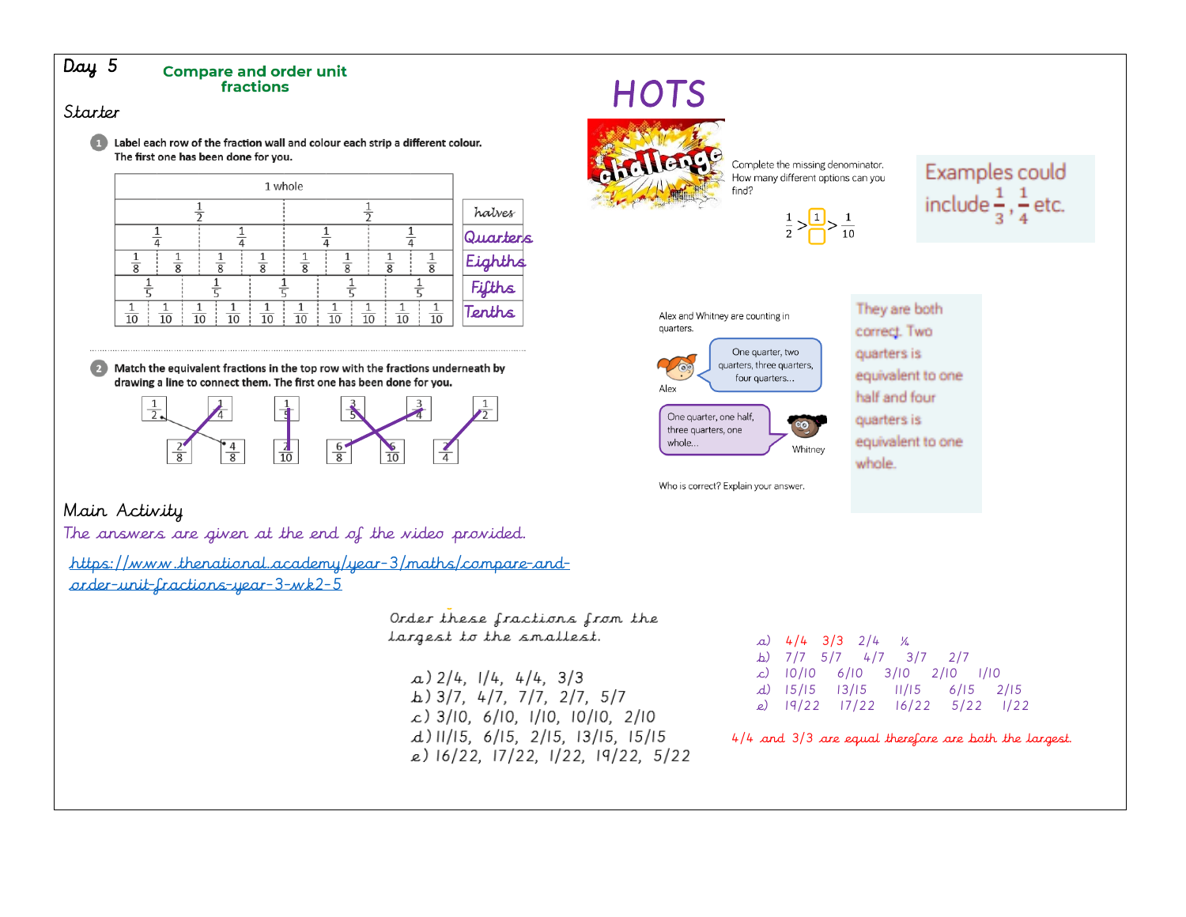Day 5

## Compare and order unit fractions

### Starter

**1** Label each row of the fraction wall and colour each strip a different colour. The first one has been done for you.

| | | | | | | | | | | |
|---|---|---|---|---|---|---|---|---|---|---|
| 1 whole | | | | | | | | | | |
| $\frac{1}{2}$ | | | | | $\frac{1}{2}$ | | | | | halves |
| $\frac{1}{4}$ | | $\frac{1}{4}$ | | | $\frac{1}{4}$ | | $\frac{1}{4}$ | | | Quarters |
| $\frac{1}{8}$ | $\frac{1}{8}$ | $\frac{1}{8}$ | $\frac{1}{8}$ | | $\frac{1}{8}$ | $\frac{1}{8}$ | $\frac{1}{8}$ | $\frac{1}{8}$ | | Eighths |
| $\frac{1}{5}$ | | $\frac{1}{5}$ | | $\frac{1}{5}$ | | $\frac{1}{5}$ | | $\frac{1}{5}$ | | Fifths |
| $\frac{1}{10}$ | $\frac{1}{10}$ | $\frac{1}{10}$ | $\frac{1}{10}$ | $\frac{1}{10}$ | $\frac{1}{10}$ | $\frac{1}{10}$ | $\frac{1}{10}$ | $\frac{1}{10}$ | $\frac{1}{10}$ | Tenths |

**2** Match the equivalent fractions in the top row with the fractions underneath by drawing a line to connect them. The first one has been done for you.

Top row: $\frac{1}{2}$, $\frac{1}{4}$, $\frac{1}{5}$, $\frac{3}{5}$, $\frac{3}{4}$, $\frac{1}{2}$

Bottom row: $\frac{2}{8}$, $\frac{4}{8}$, $\frac{2}{10}$, $\frac{6}{8}$, $\frac{6}{10}$, $\frac{2}{4}$

### Main Activity

The answers are given at the end of the video provided.

[https://www.thenational.academy/year-3/maths/compare-and-order-unit-fractions-year-3-wk2-5](https://www.thenational.academy/year-3/maths/compare-and-order-unit-fractions-year-3-wk2-5)

Order these fractions from the largest to the smallest.

a) 2/4, 1/4, 4/4, 3/3
b) 3/7, 4/7, 7/7, 2/7, 5/7
c) 3/10, 6/10, 1/10, 10/10, 2/10
d) 11/15, 6/15, 2/15, 13/15, 15/15
e) 16/22, 17/22, 1/22, 19/22, 5/22

a) 4/4 3/3 2/4 ¼
b) 7/7 5/7 4/7 3/7 2/7
c) 10/10 6/10 3/10 2/10 1/10
d) 15/15 13/15 11/15 6/15 2/15
e) 19/22 17/22 16/22 5/22 1/22

4/4 and 3/3 are equal therefore are both the largest.

## HOTS

challenge

Complete the missing denominator. How many different options can you find?

$\frac{1}{2} > \frac{1}{\square} > \frac{1}{10}$

Examples could include $\frac{1}{3}$, $\frac{1}{4}$ etc.

Alex and Whitney are counting in quarters.

Alex: One quarter, two quarters, three quarters, four quarters...

Whitney: One quarter, one half, three quarters, one whole...

Who is correct? Explain your answer.

They are both correct. Two quarters is equivalent to one half and four quarters is equivalent to one whole.